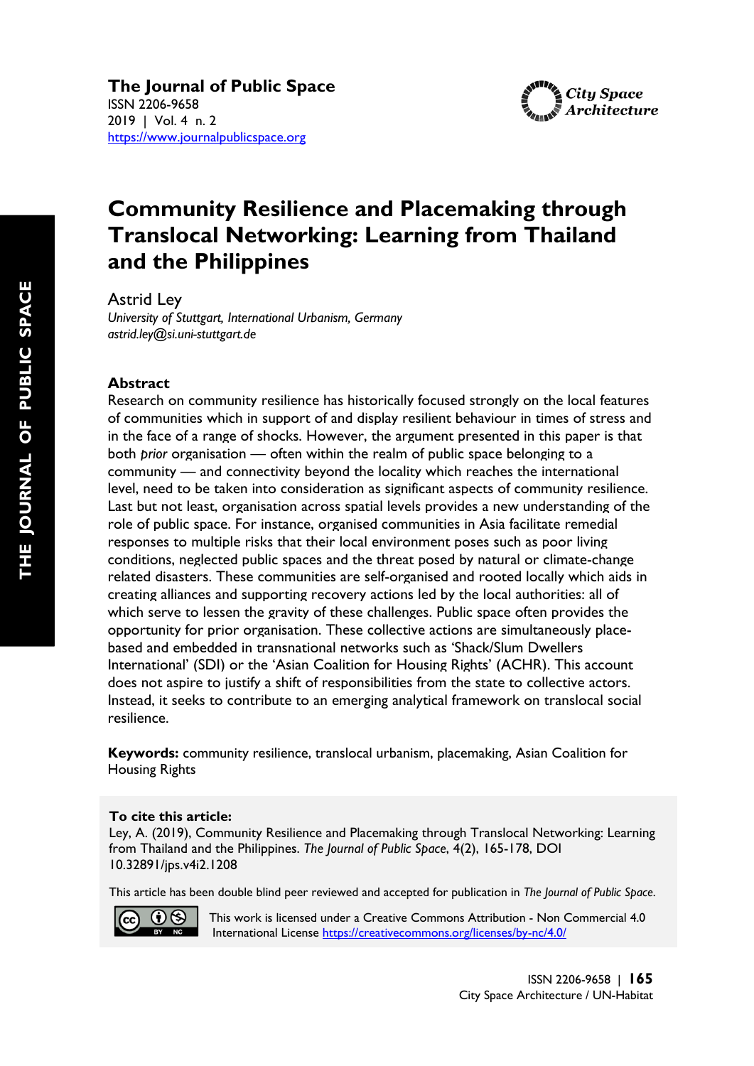**The Journal of Public Space**
ISSN 2206-9658
2019 | Vol. 4 n. 2
https://www.journalpublicspace.org

# Community Resilience and Placemaking through Translocal Networking: Learning from Thailand and the Philippines

Astrid Ley
*University of Stuttgart, International Urbanism, Germany*
*astrid.ley@si.uni-stuttgart.de*

## Abstract

Research on community resilience has historically focused strongly on the local features of communities which in support of and display resilient behaviour in times of stress and in the face of a range of shocks. However, the argument presented in this paper is that both *prior* organisation — often within the realm of public space belonging to a community — and connectivity beyond the locality which reaches the international level, need to be taken into consideration as significant aspects of community resilience. Last but not least, organisation across spatial levels provides a new understanding of the role of public space. For instance, organised communities in Asia facilitate remedial responses to multiple risks that their local environment poses such as poor living conditions, neglected public spaces and the threat posed by natural or climate-change related disasters. These communities are self-organised and rooted locally which aids in creating alliances and supporting recovery actions led by the local authorities: all of which serve to lessen the gravity of these challenges. Public space often provides the opportunity for prior organisation. These collective actions are simultaneously place-based and embedded in transnational networks such as 'Shack/Slum Dwellers International' (SDI) or the 'Asian Coalition for Housing Rights' (ACHR). This account does not aspire to justify a shift of responsibilities from the state to collective actors. Instead, it seeks to contribute to an emerging analytical framework on translocal social resilience.

**Keywords:** community resilience, translocal urbanism, placemaking, Asian Coalition for Housing Rights

**To cite this article:**
Ley, A. (2019), Community Resilience and Placemaking through Translocal Networking: Learning from Thailand and the Philippines. *The Journal of Public Space*, 4(2), 165-178, DOI 10.32891/jps.v4i2.1208

This article has been double blind peer reviewed and accepted for publication in *The Journal of Public Space*.

This work is licensed under a Creative Commons Attribution - Non Commercial 4.0 International License https://creativecommons.org/licenses/by-nc/4.0/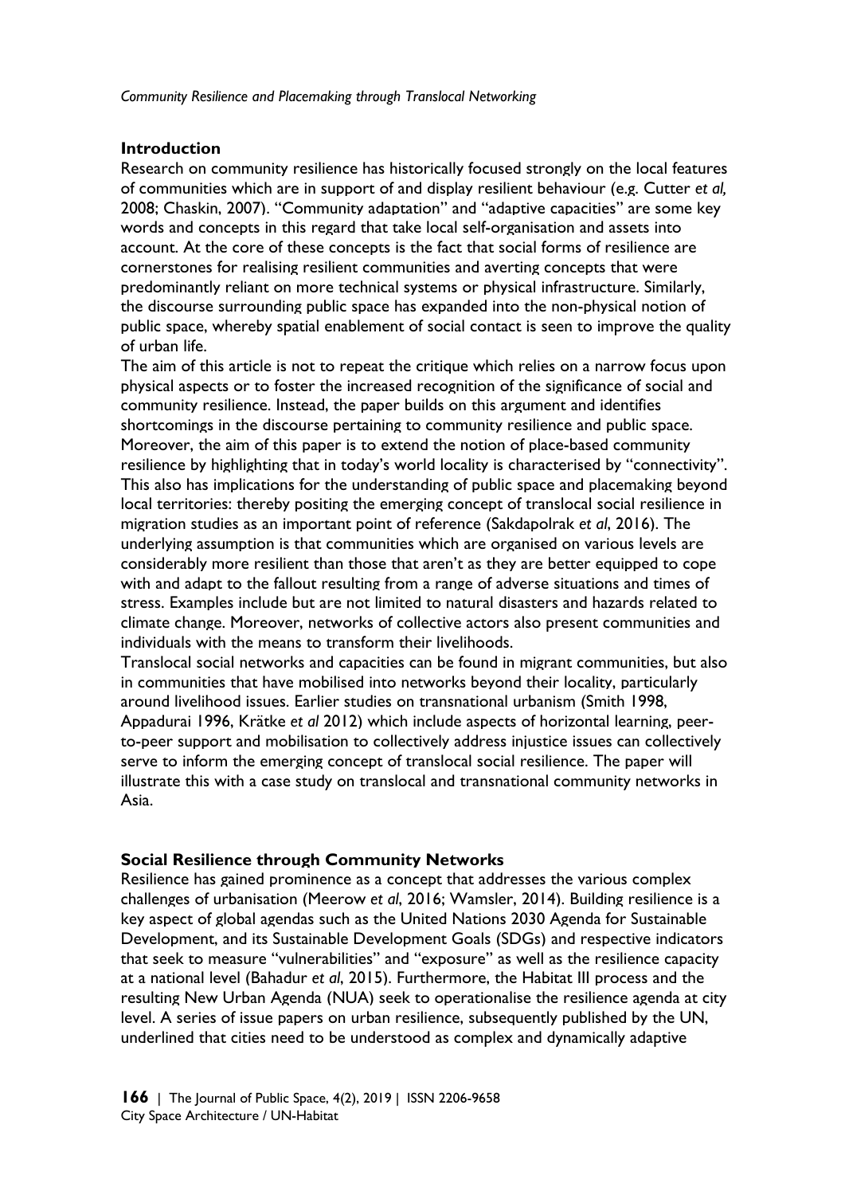## Introduction

Research on community resilience has historically focused strongly on the local features of communities which are in support of and display resilient behaviour (e.g. Cutter *et al,* 2008; Chaskin, 2007). "Community adaptation" and "adaptive capacities" are some key words and concepts in this regard that take local self-organisation and assets into account. At the core of these concepts is the fact that social forms of resilience are cornerstones for realising resilient communities and averting concepts that were predominantly reliant on more technical systems or physical infrastructure. Similarly, the discourse surrounding public space has expanded into the non-physical notion of public space, whereby spatial enablement of social contact is seen to improve the quality of urban life.

The aim of this article is not to repeat the critique which relies on a narrow focus upon physical aspects or to foster the increased recognition of the significance of social and community resilience. Instead, the paper builds on this argument and identifies shortcomings in the discourse pertaining to community resilience and public space. Moreover, the aim of this paper is to extend the notion of place-based community resilience by highlighting that in today's world locality is characterised by "connectivity". This also has implications for the understanding of public space and placemaking beyond local territories: thereby positing the emerging concept of translocal social resilience in migration studies as an important point of reference (Sakdapolrak *et al*, 2016). The underlying assumption is that communities which are organised on various levels are considerably more resilient than those that aren't as they are better equipped to cope with and adapt to the fallout resulting from a range of adverse situations and times of stress. Examples include but are not limited to natural disasters and hazards related to climate change. Moreover, networks of collective actors also present communities and individuals with the means to transform their livelihoods.

Translocal social networks and capacities can be found in migrant communities, but also in communities that have mobilised into networks beyond their locality, particularly around livelihood issues. Earlier studies on transnational urbanism (Smith 1998, Appadurai 1996, Krätke *et al* 2012) which include aspects of horizontal learning, peer-to-peer support and mobilisation to collectively address injustice issues can collectively serve to inform the emerging concept of translocal social resilience. The paper will illustrate this with a case study on translocal and transnational community networks in Asia.

## Social Resilience through Community Networks

Resilience has gained prominence as a concept that addresses the various complex challenges of urbanisation (Meerow *et al*, 2016; Wamsler, 2014). Building resilience is a key aspect of global agendas such as the United Nations 2030 Agenda for Sustainable Development, and its Sustainable Development Goals (SDGs) and respective indicators that seek to measure "vulnerabilities" and "exposure" as well as the resilience capacity at a national level (Bahadur *et al*, 2015). Furthermore, the Habitat III process and the resulting New Urban Agenda (NUA) seek to operationalise the resilience agenda at city level. A series of issue papers on urban resilience, subsequently published by the UN, underlined that cities need to be understood as complex and dynamically adaptive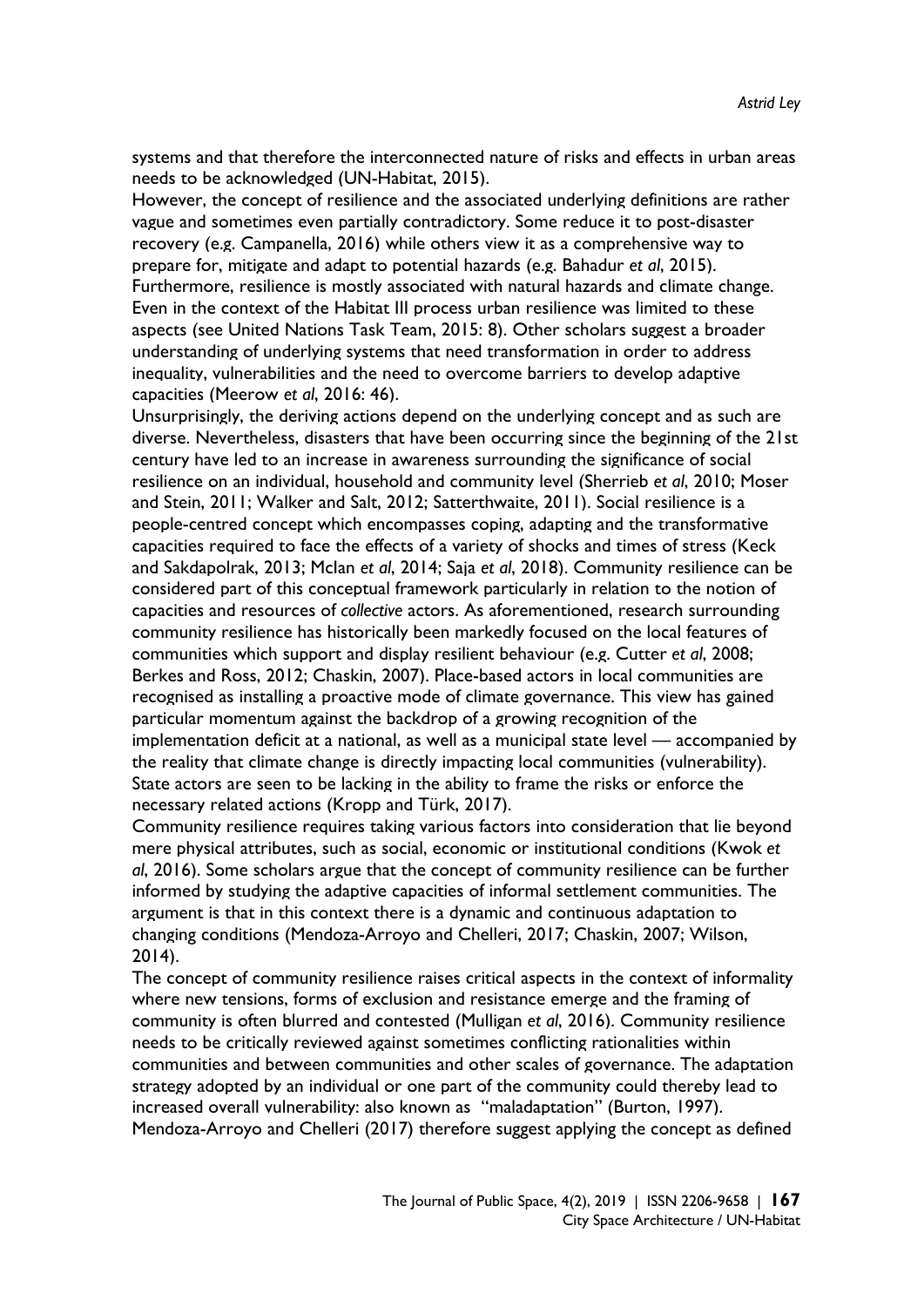systems and that therefore the interconnected nature of risks and effects in urban areas needs to be acknowledged (UN-Habitat, 2015).

However, the concept of resilience and the associated underlying definitions are rather vague and sometimes even partially contradictory. Some reduce it to post-disaster recovery (e.g. Campanella, 2016) while others view it as a comprehensive way to prepare for, mitigate and adapt to potential hazards (e.g. Bahadur *et al*, 2015). Furthermore, resilience is mostly associated with natural hazards and climate change. Even in the context of the Habitat III process urban resilience was limited to these aspects (see United Nations Task Team, 2015: 8). Other scholars suggest a broader understanding of underlying systems that need transformation in order to address inequality, vulnerabilities and the need to overcome barriers to develop adaptive capacities (Meerow *et al*, 2016: 46).

Unsurprisingly, the deriving actions depend on the underlying concept and as such are diverse. Nevertheless, disasters that have been occurring since the beginning of the 21st century have led to an increase in awareness surrounding the significance of social resilience on an individual, household and community level (Sherrieb *et al*, 2010; Moser and Stein, 2011; Walker and Salt, 2012; Satterthwaite, 2011). Social resilience is a people-centred concept which encompasses coping, adapting and the transformative capacities required to face the effects of a variety of shocks and times of stress (Keck and Sakdapolrak, 2013; Mclan *et al*, 2014; Saja *et al*, 2018). Community resilience can be considered part of this conceptual framework particularly in relation to the notion of capacities and resources of *collective* actors. As aforementioned, research surrounding community resilience has historically been markedly focused on the local features of communities which support and display resilient behaviour (e.g. Cutter *et al*, 2008; Berkes and Ross, 2012; Chaskin, 2007). Place-based actors in local communities are recognised as installing a proactive mode of climate governance. This view has gained particular momentum against the backdrop of a growing recognition of the implementation deficit at a national, as well as a municipal state level — accompanied by the reality that climate change is directly impacting local communities (vulnerability). State actors are seen to be lacking in the ability to frame the risks or enforce the necessary related actions (Kropp and Türk, 2017).

Community resilience requires taking various factors into consideration that lie beyond mere physical attributes, such as social, economic or institutional conditions (Kwok *et al*, 2016). Some scholars argue that the concept of community resilience can be further informed by studying the adaptive capacities of informal settlement communities. The argument is that in this context there is a dynamic and continuous adaptation to changing conditions (Mendoza-Arroyo and Chelleri, 2017; Chaskin, 2007; Wilson, 2014).

The concept of community resilience raises critical aspects in the context of informality where new tensions, forms of exclusion and resistance emerge and the framing of community is often blurred and contested (Mulligan *et al*, 2016). Community resilience needs to be critically reviewed against sometimes conflicting rationalities within communities and between communities and other scales of governance. The adaptation strategy adopted by an individual or one part of the community could thereby lead to increased overall vulnerability: also known as "maladaptation" (Burton, 1997). Mendoza-Arroyo and Chelleri (2017) therefore suggest applying the concept as defined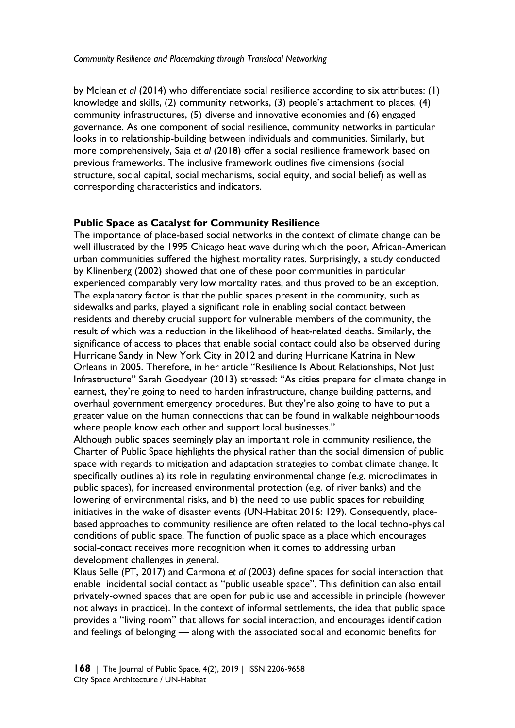by Mclean *et al* (2014) who differentiate social resilience according to six attributes: (1) knowledge and skills, (2) community networks, (3) people's attachment to places, (4) community infrastructures, (5) diverse and innovative economies and (6) engaged governance. As one component of social resilience, community networks in particular looks in to relationship-building between individuals and communities. Similarly, but more comprehensively, Saja *et al* (2018) offer a social resilience framework based on previous frameworks. The inclusive framework outlines five dimensions (social structure, social capital, social mechanisms, social equity, and social belief) as well as corresponding characteristics and indicators.

## Public Space as Catalyst for Community Resilience

The importance of place-based social networks in the context of climate change can be well illustrated by the 1995 Chicago heat wave during which the poor, African-American urban communities suffered the highest mortality rates. Surprisingly, a study conducted by Klinenberg (2002) showed that one of these poor communities in particular experienced comparably very low mortality rates, and thus proved to be an exception. The explanatory factor is that the public spaces present in the community, such as sidewalks and parks, played a significant role in enabling social contact between residents and thereby crucial support for vulnerable members of the community, the result of which was a reduction in the likelihood of heat-related deaths. Similarly, the significance of access to places that enable social contact could also be observed during Hurricane Sandy in New York City in 2012 and during Hurricane Katrina in New Orleans in 2005. Therefore, in her article "Resilience Is About Relationships, Not Just Infrastructure" Sarah Goodyear (2013) stressed: "As cities prepare for climate change in earnest, they're going to need to harden infrastructure, change building patterns, and overhaul government emergency procedures. But they're also going to have to put a greater value on the human connections that can be found in walkable neighbourhoods where people know each other and support local businesses."

Although public spaces seemingly play an important role in community resilience, the Charter of Public Space highlights the physical rather than the social dimension of public space with regards to mitigation and adaptation strategies to combat climate change. It specifically outlines a) its role in regulating environmental change (e.g. microclimates in public spaces), for increased environmental protection (e.g. of river banks) and the lowering of environmental risks, and b) the need to use public spaces for rebuilding initiatives in the wake of disaster events (UN-Habitat 2016: 129). Consequently, place-based approaches to community resilience are often related to the local techno-physical conditions of public space. The function of public space as a place which encourages social-contact receives more recognition when it comes to addressing urban development challenges in general.

Klaus Selle (PT, 2017) and Carmona *et al* (2003) define spaces for social interaction that enable incidental social contact as "public useable space". This definition can also entail privately-owned spaces that are open for public use and accessible in principle (however not always in practice). In the context of informal settlements, the idea that public space provides a "living room" that allows for social interaction, and encourages identification and feelings of belonging — along with the associated social and economic benefits for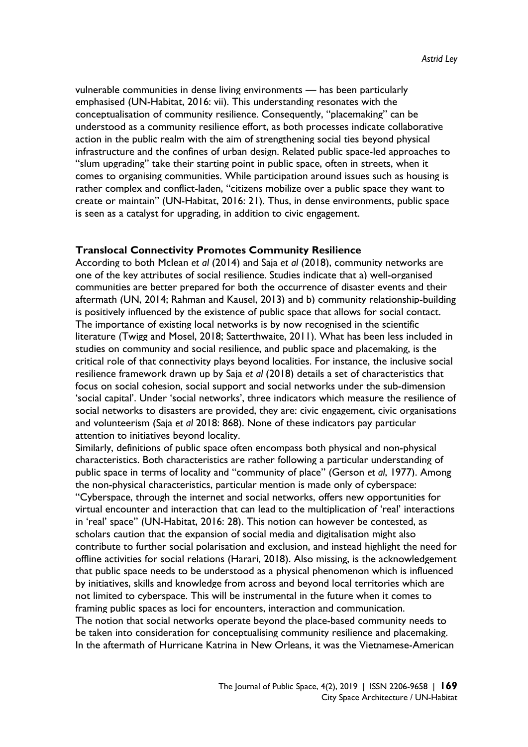vulnerable communities in dense living environments — has been particularly emphasised (UN-Habitat, 2016: vii). This understanding resonates with the conceptualisation of community resilience. Consequently, "placemaking" can be understood as a community resilience effort, as both processes indicate collaborative action in the public realm with the aim of strengthening social ties beyond physical infrastructure and the confines of urban design. Related public space-led approaches to "slum upgrading" take their starting point in public space, often in streets, when it comes to organising communities. While participation around issues such as housing is rather complex and conflict-laden, "citizens mobilize over a public space they want to create or maintain" (UN-Habitat, 2016: 21). Thus, in dense environments, public space is seen as a catalyst for upgrading, in addition to civic engagement.

## Translocal Connectivity Promotes Community Resilience

According to both Mclean *et al* (2014) and Saja *et al* (2018), community networks are one of the key attributes of social resilience. Studies indicate that a) well-organised communities are better prepared for both the occurrence of disaster events and their aftermath (UN, 2014; Rahman and Kausel, 2013) and b) community relationship-building is positively influenced by the existence of public space that allows for social contact. The importance of existing local networks is by now recognised in the scientific literature (Twigg and Mosel, 2018; Satterthwaite, 2011). What has been less included in studies on community and social resilience, and public space and placemaking, is the critical role of that connectivity plays beyond localities. For instance, the inclusive social resilience framework drawn up by Saja *et al* (2018) details a set of characteristics that focus on social cohesion, social support and social networks under the sub-dimension 'social capital'. Under 'social networks', three indicators which measure the resilience of social networks to disasters are provided, they are: civic engagement, civic organisations and volunteerism (Saja *et al* 2018: 868). None of these indicators pay particular attention to initiatives beyond locality.

Similarly, definitions of public space often encompass both physical and non-physical characteristics. Both characteristics are rather following a particular understanding of public space in terms of locality and "community of place" (Gerson *et al*, 1977). Among the non-physical characteristics, particular mention is made only of cyberspace: "Cyberspace, through the internet and social networks, offers new opportunities for virtual encounter and interaction that can lead to the multiplication of 'real' interactions in 'real' space" (UN-Habitat, 2016: 28). This notion can however be contested, as scholars caution that the expansion of social media and digitalisation might also contribute to further social polarisation and exclusion, and instead highlight the need for offline activities for social relations (Harari, 2018). Also missing, is the acknowledgement that public space needs to be understood as a physical phenomenon which is influenced by initiatives, skills and knowledge from across and beyond local territories which are not limited to cyberspace. This will be instrumental in the future when it comes to framing public spaces as loci for encounters, interaction and communication.

The notion that social networks operate beyond the place-based community needs to be taken into consideration for conceptualising community resilience and placemaking. In the aftermath of Hurricane Katrina in New Orleans, it was the Vietnamese-American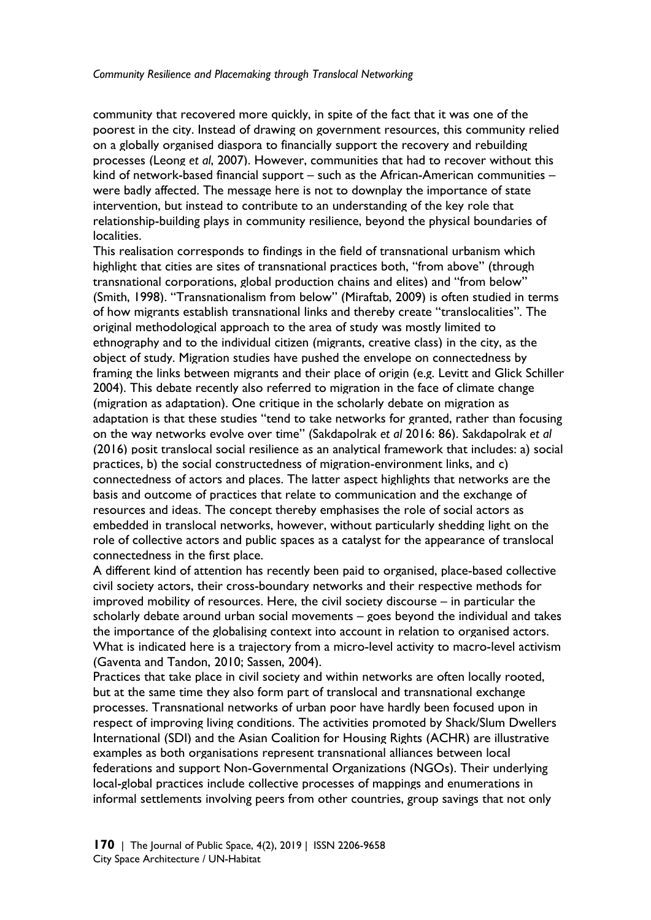community that recovered more quickly, in spite of the fact that it was one of the poorest in the city. Instead of drawing on government resources, this community relied on a globally organised diaspora to financially support the recovery and rebuilding processes (Leong *et al*, 2007). However, communities that had to recover without this kind of network-based financial support – such as the African-American communities – were badly affected. The message here is not to downplay the importance of state intervention, but instead to contribute to an understanding of the key role that relationship-building plays in community resilience, beyond the physical boundaries of localities.

This realisation corresponds to findings in the field of transnational urbanism which highlight that cities are sites of transnational practices both, "from above" (through transnational corporations, global production chains and elites) and "from below" (Smith, 1998). "Transnationalism from below" (Miraftab, 2009) is often studied in terms of how migrants establish transnational links and thereby create "translocalities". The original methodological approach to the area of study was mostly limited to ethnography and to the individual citizen (migrants, creative class) in the city, as the object of study. Migration studies have pushed the envelope on connectedness by framing the links between migrants and their place of origin (e.g. Levitt and Glick Schiller 2004). This debate recently also referred to migration in the face of climate change (migration as adaptation). One critique in the scholarly debate on migration as adaptation is that these studies "tend to take networks for granted, rather than focusing on the way networks evolve over time" (Sakdapolrak *et al* 2016: 86). Sakdapolrak *et al* (2016) posit translocal social resilience as an analytical framework that includes: a) social practices, b) the social constructedness of migration-environment links, and c) connectedness of actors and places. The latter aspect highlights that networks are the basis and outcome of practices that relate to communication and the exchange of resources and ideas. The concept thereby emphasises the role of social actors as embedded in translocal networks, however, without particularly shedding light on the role of collective actors and public spaces as a catalyst for the appearance of translocal connectedness in the first place.

A different kind of attention has recently been paid to organised, place-based collective civil society actors, their cross-boundary networks and their respective methods for improved mobility of resources. Here, the civil society discourse – in particular the scholarly debate around urban social movements – goes beyond the individual and takes the importance of the globalising context into account in relation to organised actors. What is indicated here is a trajectory from a micro-level activity to macro-level activism (Gaventa and Tandon, 2010; Sassen, 2004).

Practices that take place in civil society and within networks are often locally rooted, but at the same time they also form part of translocal and transnational exchange processes. Transnational networks of urban poor have hardly been focused upon in respect of improving living conditions. The activities promoted by Shack/Slum Dwellers International (SDI) and the Asian Coalition for Housing Rights (ACHR) are illustrative examples as both organisations represent transnational alliances between local federations and support Non-Governmental Organizations (NGOs). Their underlying local-global practices include collective processes of mappings and enumerations in informal settlements involving peers from other countries, group savings that not only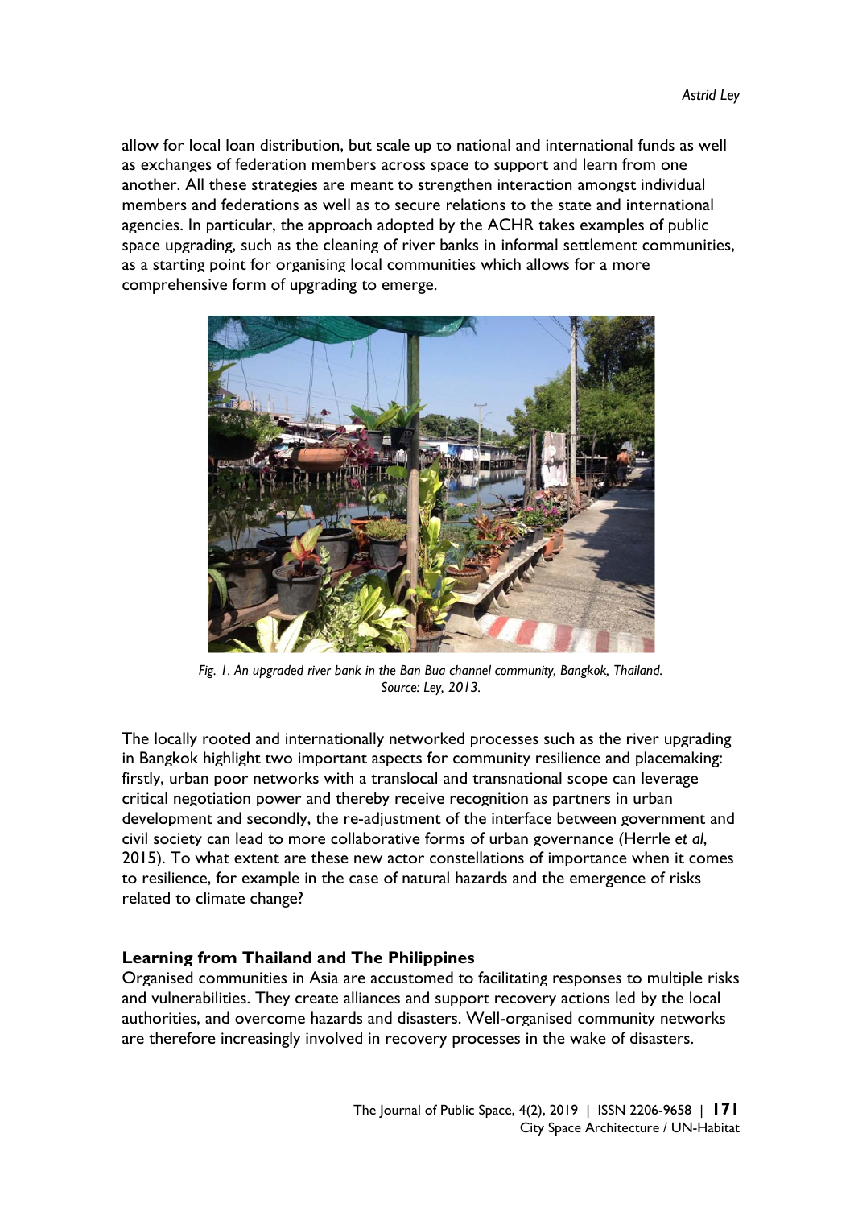allow for local loan distribution, but scale up to national and international funds as well as exchanges of federation members across space to support and learn from one another. All these strategies are meant to strengthen interaction amongst individual members and federations as well as to secure relations to the state and international agencies. In particular, the approach adopted by the ACHR takes examples of public space upgrading, such as the cleaning of river banks in informal settlement communities, as a starting point for organising local communities which allows for a more comprehensive form of upgrading to emerge.

*Fig. 1. An upgraded river bank in the Ban Bua channel community, Bangkok, Thailand. Source: Ley, 2013.*

The locally rooted and internationally networked processes such as the river upgrading in Bangkok highlight two important aspects for community resilience and placemaking: firstly, urban poor networks with a translocal and transnational scope can leverage critical negotiation power and thereby receive recognition as partners in urban development and secondly, the re-adjustment of the interface between government and civil society can lead to more collaborative forms of urban governance (Herrle *et al*, 2015). To what extent are these new actor constellations of importance when it comes to resilience, for example in the case of natural hazards and the emergence of risks related to climate change?

## Learning from Thailand and The Philippines

Organised communities in Asia are accustomed to facilitating responses to multiple risks and vulnerabilities. They create alliances and support recovery actions led by the local authorities, and overcome hazards and disasters. Well-organised community networks are therefore increasingly involved in recovery processes in the wake of disasters.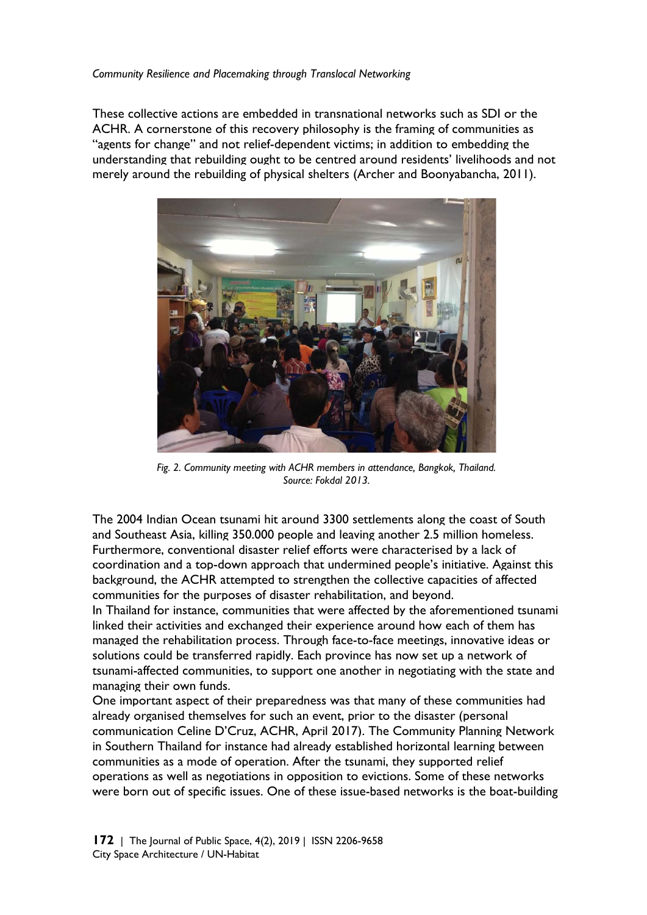These collective actions are embedded in transnational networks such as SDI or the ACHR. A cornerstone of this recovery philosophy is the framing of communities as "agents for change" and not relief-dependent victims; in addition to embedding the understanding that rebuilding ought to be centred around residents' livelihoods and not merely around the rebuilding of physical shelters (Archer and Boonyabancha, 2011).

*Fig. 2. Community meeting with ACHR members in attendance, Bangkok, Thailand. Source: Fokdal 2013.*

The 2004 Indian Ocean tsunami hit around 3300 settlements along the coast of South and Southeast Asia, killing 350.000 people and leaving another 2.5 million homeless. Furthermore, conventional disaster relief efforts were characterised by a lack of coordination and a top-down approach that undermined people's initiative. Against this background, the ACHR attempted to strengthen the collective capacities of affected communities for the purposes of disaster rehabilitation, and beyond.

In Thailand for instance, communities that were affected by the aforementioned tsunami linked their activities and exchanged their experience around how each of them has managed the rehabilitation process. Through face-to-face meetings, innovative ideas or solutions could be transferred rapidly. Each province has now set up a network of tsunami-affected communities, to support one another in negotiating with the state and managing their own funds.

One important aspect of their preparedness was that many of these communities had already organised themselves for such an event, prior to the disaster (personal communication Celine D'Cruz, ACHR, April 2017). The Community Planning Network in Southern Thailand for instance had already established horizontal learning between communities as a mode of operation. After the tsunami, they supported relief operations as well as negotiations in opposition to evictions. Some of these networks were born out of specific issues. One of these issue-based networks is the boat-building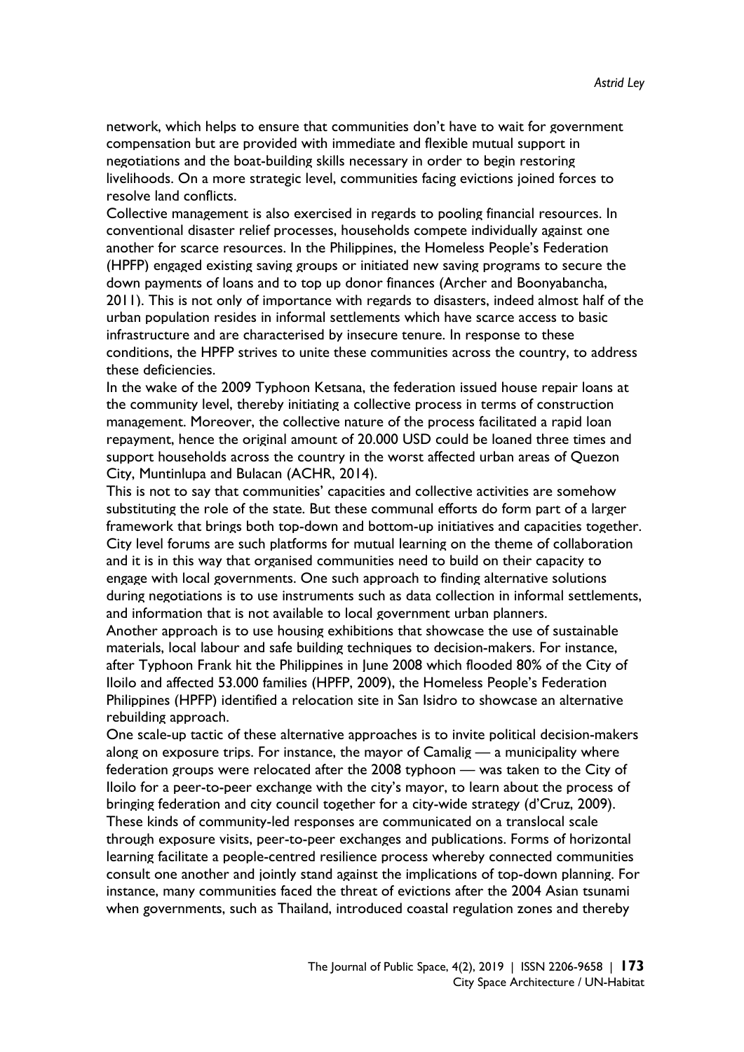network, which helps to ensure that communities don't have to wait for government compensation but are provided with immediate and flexible mutual support in negotiations and the boat-building skills necessary in order to begin restoring livelihoods. On a more strategic level, communities facing evictions joined forces to resolve land conflicts.

Collective management is also exercised in regards to pooling financial resources. In conventional disaster relief processes, households compete individually against one another for scarce resources. In the Philippines, the Homeless People's Federation (HPFP) engaged existing saving groups or initiated new saving programs to secure the down payments of loans and to top up donor finances (Archer and Boonyabancha, 2011). This is not only of importance with regards to disasters, indeed almost half of the urban population resides in informal settlements which have scarce access to basic infrastructure and are characterised by insecure tenure. In response to these conditions, the HPFP strives to unite these communities across the country, to address these deficiencies.

In the wake of the 2009 Typhoon Ketsana, the federation issued house repair loans at the community level, thereby initiating a collective process in terms of construction management. Moreover, the collective nature of the process facilitated a rapid loan repayment, hence the original amount of 20.000 USD could be loaned three times and support households across the country in the worst affected urban areas of Quezon City, Muntinlupa and Bulacan (ACHR, 2014).

This is not to say that communities' capacities and collective activities are somehow substituting the role of the state. But these communal efforts do form part of a larger framework that brings both top-down and bottom-up initiatives and capacities together. City level forums are such platforms for mutual learning on the theme of collaboration and it is in this way that organised communities need to build on their capacity to engage with local governments. One such approach to finding alternative solutions during negotiations is to use instruments such as data collection in informal settlements, and information that is not available to local government urban planners.

Another approach is to use housing exhibitions that showcase the use of sustainable materials, local labour and safe building techniques to decision-makers. For instance, after Typhoon Frank hit the Philippines in June 2008 which flooded 80% of the City of Iloilo and affected 53.000 families (HPFP, 2009), the Homeless People's Federation Philippines (HPFP) identified a relocation site in San Isidro to showcase an alternative rebuilding approach.

One scale-up tactic of these alternative approaches is to invite political decision-makers along on exposure trips. For instance, the mayor of Camalig — a municipality where federation groups were relocated after the 2008 typhoon — was taken to the City of Iloilo for a peer-to-peer exchange with the city's mayor, to learn about the process of bringing federation and city council together for a city-wide strategy (d'Cruz, 2009).

These kinds of community-led responses are communicated on a translocal scale through exposure visits, peer-to-peer exchanges and publications. Forms of horizontal learning facilitate a people-centred resilience process whereby connected communities consult one another and jointly stand against the implications of top-down planning. For instance, many communities faced the threat of evictions after the 2004 Asian tsunami when governments, such as Thailand, introduced coastal regulation zones and thereby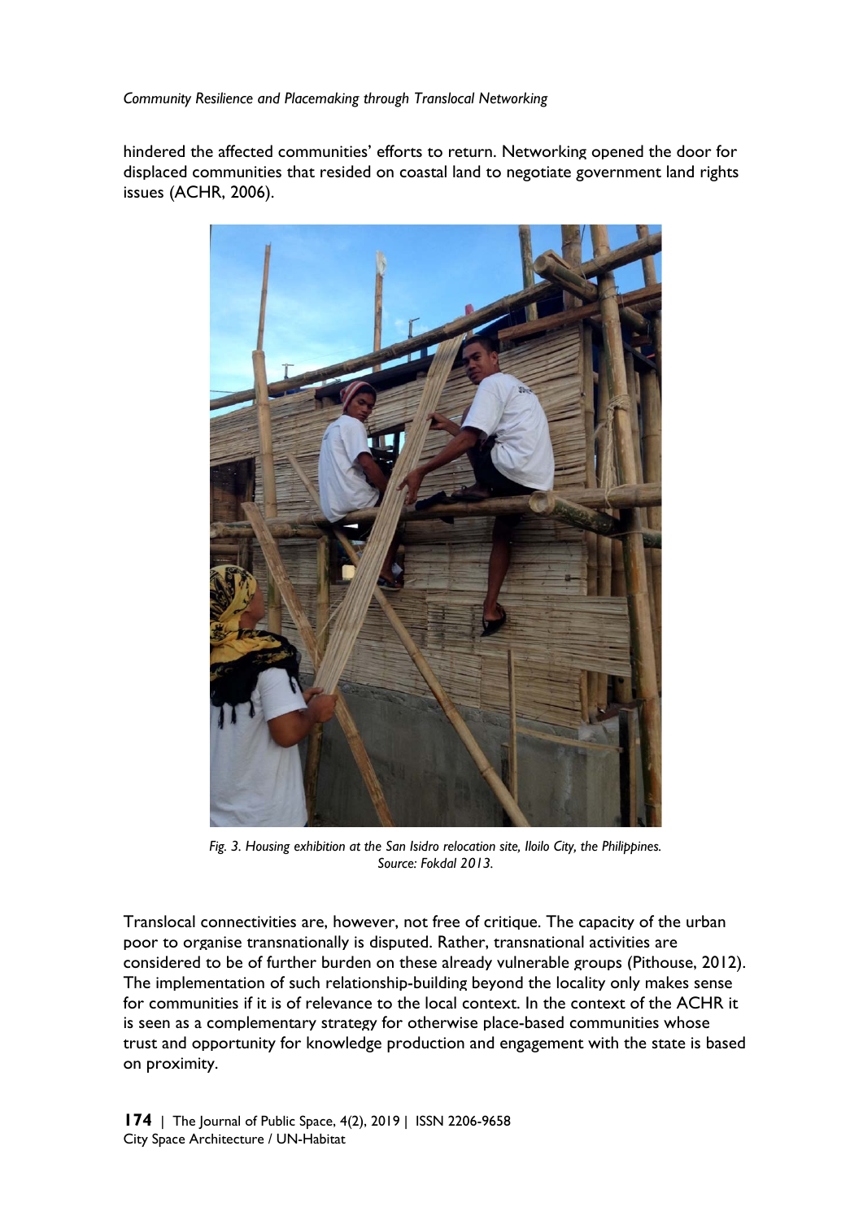hindered the affected communities' efforts to return. Networking opened the door for displaced communities that resided on coastal land to negotiate government land rights issues (ACHR, 2006).

*Fig. 3. Housing exhibition at the San Isidro relocation site, Iloilo City, the Philippines. Source: Fokdal 2013.*

Translocal connectivities are, however, not free of critique. The capacity of the urban poor to organise transnationally is disputed. Rather, transnational activities are considered to be of further burden on these already vulnerable groups (Pithouse, 2012). The implementation of such relationship-building beyond the locality only makes sense for communities if it is of relevance to the local context. In the context of the ACHR it is seen as a complementary strategy for otherwise place-based communities whose trust and opportunity for knowledge production and engagement with the state is based on proximity.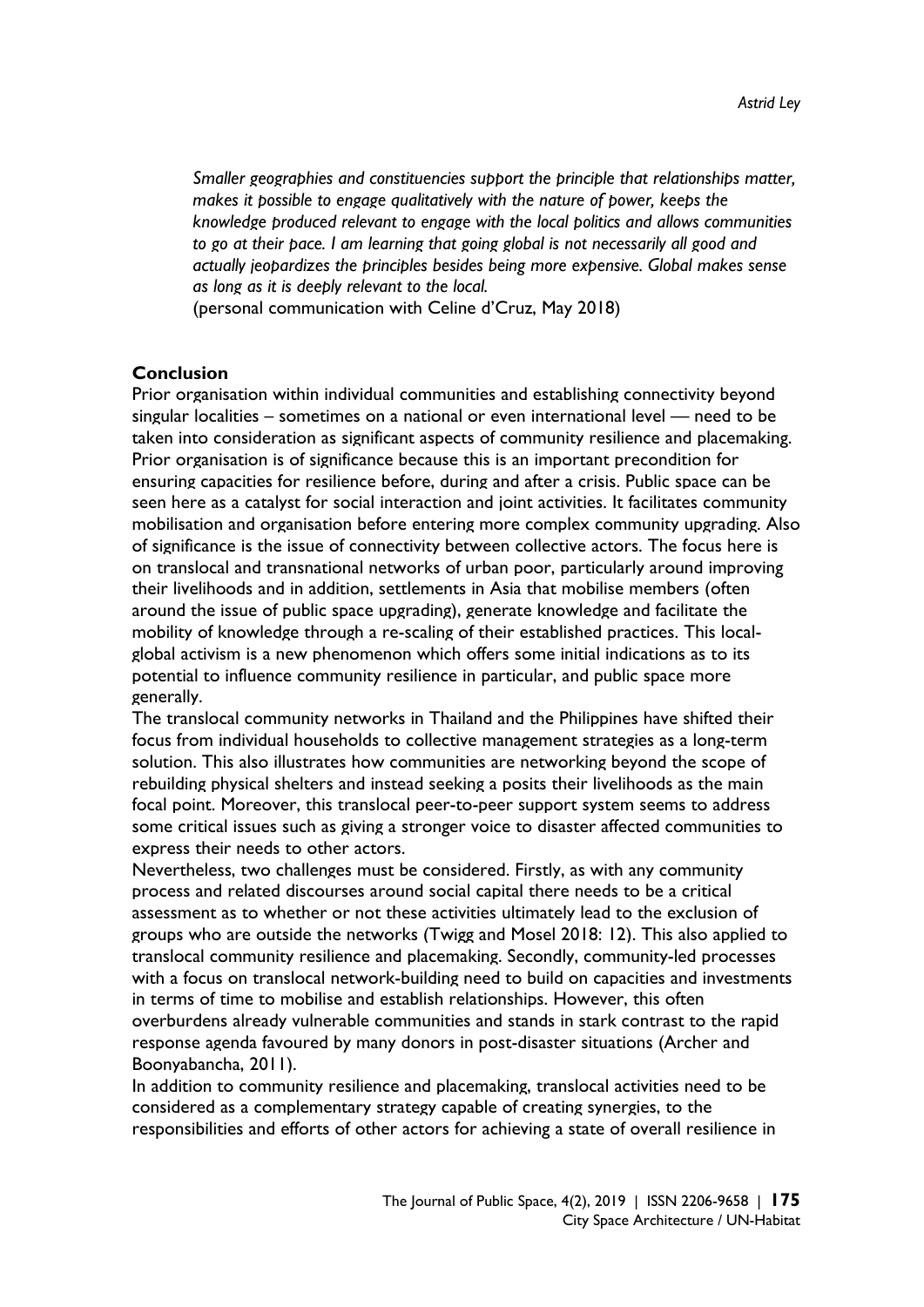*Smaller geographies and constituencies support the principle that relationships matter, makes it possible to engage qualitatively with the nature of power, keeps the knowledge produced relevant to engage with the local politics and allows communities to go at their pace. I am learning that going global is not necessarily all good and actually jeopardizes the principles besides being more expensive. Global makes sense as long as it is deeply relevant to the local.*
(personal communication with Celine d'Cruz, May 2018)

## Conclusion

Prior organisation within individual communities and establishing connectivity beyond singular localities – sometimes on a national or even international level — need to be taken into consideration as significant aspects of community resilience and placemaking. Prior organisation is of significance because this is an important precondition for ensuring capacities for resilience before, during and after a crisis. Public space can be seen here as a catalyst for social interaction and joint activities. It facilitates community mobilisation and organisation before entering more complex community upgrading. Also of significance is the issue of connectivity between collective actors. The focus here is on translocal and transnational networks of urban poor, particularly around improving their livelihoods and in addition, settlements in Asia that mobilise members (often around the issue of public space upgrading), generate knowledge and facilitate the mobility of knowledge through a re-scaling of their established practices. This local-global activism is a new phenomenon which offers some initial indications as to its potential to influence community resilience in particular, and public space more generally.

The translocal community networks in Thailand and the Philippines have shifted their focus from individual households to collective management strategies as a long-term solution. This also illustrates how communities are networking beyond the scope of rebuilding physical shelters and instead seeking a posits their livelihoods as the main focal point. Moreover, this translocal peer-to-peer support system seems to address some critical issues such as giving a stronger voice to disaster affected communities to express their needs to other actors.

Nevertheless, two challenges must be considered. Firstly, as with any community process and related discourses around social capital there needs to be a critical assessment as to whether or not these activities ultimately lead to the exclusion of groups who are outside the networks (Twigg and Mosel 2018: 12). This also applied to translocal community resilience and placemaking. Secondly, community-led processes with a focus on translocal network-building need to build on capacities and investments in terms of time to mobilise and establish relationships. However, this often overburdens already vulnerable communities and stands in stark contrast to the rapid response agenda favoured by many donors in post-disaster situations (Archer and Boonyabancha, 2011).

In addition to community resilience and placemaking, translocal activities need to be considered as a complementary strategy capable of creating synergies, to the responsibilities and efforts of other actors for achieving a state of overall resilience in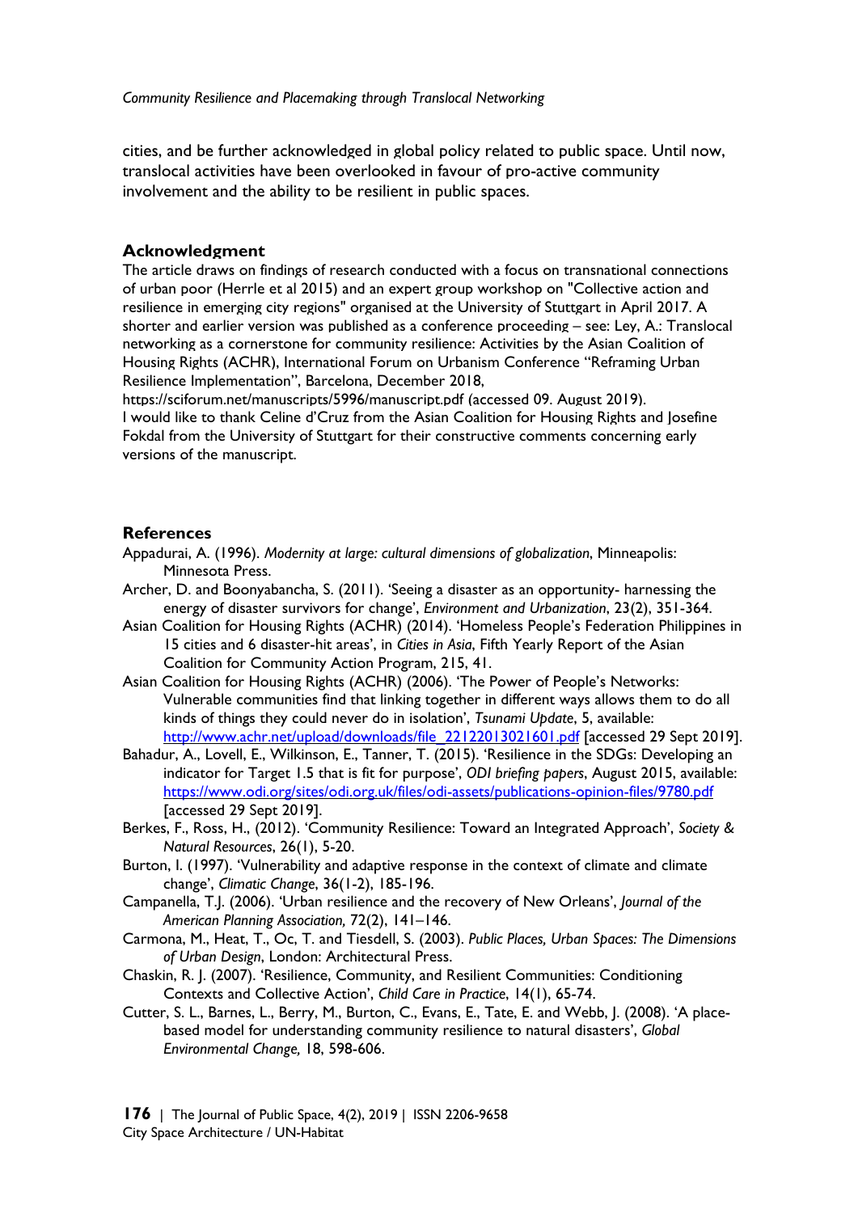cities, and be further acknowledged in global policy related to public space. Until now, translocal activities have been overlooked in favour of pro-active community involvement and the ability to be resilient in public spaces.

## Acknowledgment

The article draws on findings of research conducted with a focus on transnational connections of urban poor (Herrle et al 2015) and an expert group workshop on "Collective action and resilience in emerging city regions" organised at the University of Stuttgart in April 2017. A shorter and earlier version was published as a conference proceeding – see: Ley, A.: Translocal networking as a cornerstone for community resilience: Activities by the Asian Coalition of Housing Rights (ACHR), International Forum on Urbanism Conference "Reframing Urban Resilience Implementation", Barcelona, December 2018, https://sciforum.net/manuscripts/5996/manuscript.pdf (accessed 09. August 2019).
I would like to thank Celine d'Cruz from the Asian Coalition for Housing Rights and Josefine Fokdal from the University of Stuttgart for their constructive comments concerning early versions of the manuscript.

## References

Appadurai, A. (1996). *Modernity at large: cultural dimensions of globalization*, Minneapolis: Minnesota Press.

Archer, D. and Boonyabancha, S. (2011). 'Seeing a disaster as an opportunity- harnessing the energy of disaster survivors for change', *Environment and Urbanization*, 23(2), 351-364.

Asian Coalition for Housing Rights (ACHR) (2014). 'Homeless People's Federation Philippines in 15 cities and 6 disaster-hit areas', in *Cities in Asia*, Fifth Yearly Report of the Asian Coalition for Community Action Program, 215, 41.

Asian Coalition for Housing Rights (ACHR) (2006). 'The Power of People's Networks: Vulnerable communities find that linking together in different ways allows them to do all kinds of things they could never do in isolation', *Tsunami Update*, 5, available: http://www.achr.net/upload/downloads/file_22122013021601.pdf [accessed 29 Sept 2019].

Bahadur, A., Lovell, E., Wilkinson, E., Tanner, T. (2015). 'Resilience in the SDGs: Developing an indicator for Target 1.5 that is fit for purpose', *ODI briefing papers*, August 2015, available: https://www.odi.org/sites/odi.org.uk/files/odi-assets/publications-opinion-files/9780.pdf [accessed 29 Sept 2019].

Berkes, F., Ross, H., (2012). 'Community Resilience: Toward an Integrated Approach', *Society & Natural Resources*, 26(1), 5-20.

Burton, I. (1997). 'Vulnerability and adaptive response in the context of climate and climate change', *Climatic Change*, 36(1-2), 185-196.

Campanella, T.J. (2006). 'Urban resilience and the recovery of New Orleans', *Journal of the American Planning Association,* 72(2), 141–146.

Carmona, M., Heat, T., Oc, T. and Tiesdell, S. (2003). *Public Places, Urban Spaces: The Dimensions of Urban Design*, London: Architectural Press.

Chaskin, R. J. (2007). 'Resilience, Community, and Resilient Communities: Conditioning Contexts and Collective Action', *Child Care in Practice*, 14(1), 65-74.

Cutter, S. L., Barnes, L., Berry, M., Burton, C., Evans, E., Tate, E. and Webb, J. (2008). 'A place-based model for understanding community resilience to natural disasters', *Global Environmental Change,* 18, 598-606.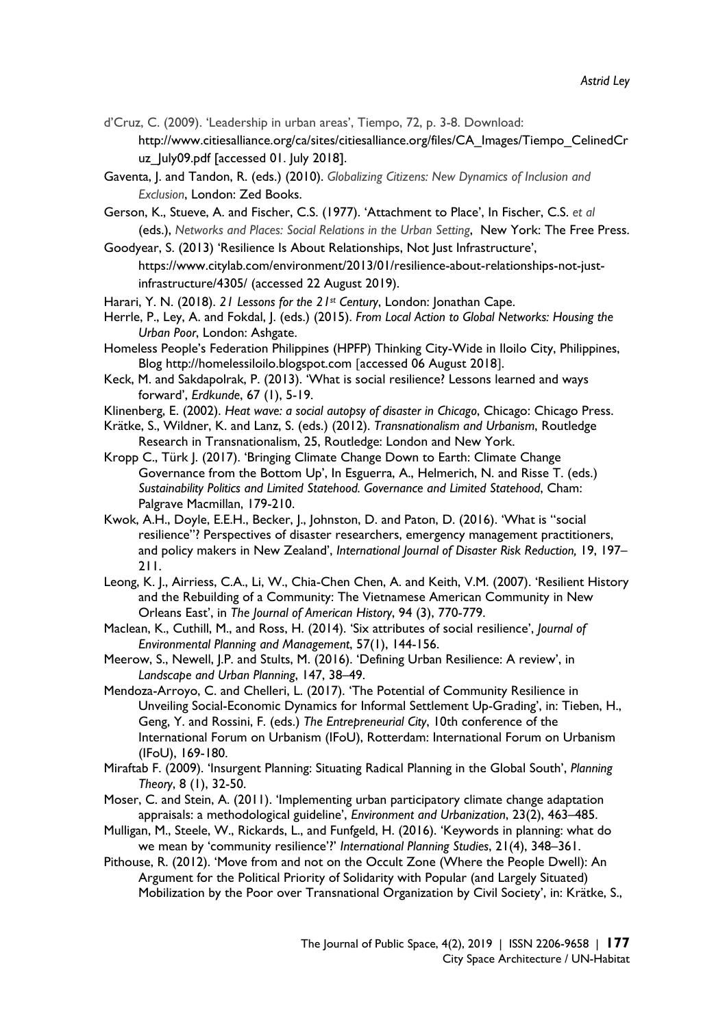d'Cruz, C. (2009). 'Leadership in urban areas', Tiempo, 72, p. 3-8. Download: http://www.citiesalliance.org/ca/sites/citiesalliance.org/files/CA_Images/Tiempo_CelinedCruz_July09.pdf [accessed 01. July 2018].

Gaventa, J. and Tandon, R. (eds.) (2010). *Globalizing Citizens: New Dynamics of Inclusion and Exclusion*, London: Zed Books.

Gerson, K., Stueve, A. and Fischer, C.S. (1977). 'Attachment to Place', In Fischer, C.S. *et al* (eds.), *Networks and Places: Social Relations in the Urban Setting*, New York: The Free Press.

Goodyear, S. (2013) 'Resilience Is About Relationships, Not Just Infrastructure', https://www.citylab.com/environment/2013/01/resilience-about-relationships-not-just-infrastructure/4305/ (accessed 22 August 2019).

Harari, Y. N. (2018). *21 Lessons for the 21st Century*, London: Jonathan Cape.

Herrle, P., Ley, A. and Fokdal, J. (eds.) (2015). *From Local Action to Global Networks: Housing the Urban Poor*, London: Ashgate.

Homeless People's Federation Philippines (HPFP) Thinking City-Wide in Iloilo City, Philippines, Blog http://homelessiloilo.blogspot.com [accessed 06 August 2018].

Keck, M. and Sakdapolrak, P. (2013). 'What is social resilience? Lessons learned and ways forward', *Erdkunde*, 67 (1), 5-19.

Klinenberg, E. (2002). *Heat wave: a social autopsy of disaster in Chicago*, Chicago: Chicago Press.

Krätke, S., Wildner, K. and Lanz, S. (eds.) (2012). *Transnationalism and Urbanism*, Routledge Research in Transnationalism, 25, Routledge: London and New York.

Kropp C., Türk J. (2017). 'Bringing Climate Change Down to Earth: Climate Change Governance from the Bottom Up', In Esguerra, A., Helmerich, N. and Risse T. (eds.) *Sustainability Politics and Limited Statehood. Governance and Limited Statehood*, Cham: Palgrave Macmillan, 179-210.

Kwok, A.H., Doyle, E.E.H., Becker, J., Johnston, D. and Paton, D. (2016). 'What is "social resilience"? Perspectives of disaster researchers, emergency management practitioners, and policy makers in New Zealand', *International Journal of Disaster Risk Reduction,* 19, 197–211.

Leong, K. J., Airriess, C.A., Li, W., Chia-Chen Chen, A. and Keith, V.M. (2007). 'Resilient History and the Rebuilding of a Community: The Vietnamese American Community in New Orleans East', in *The Journal of American History*, 94 (3), 770-779.

Maclean, K., Cuthill, M., and Ross, H. (2014). 'Six attributes of social resilience', *Journal of Environmental Planning and Management*, 57(1), 144-156.

Meerow, S., Newell, J.P. and Stults, M. (2016). 'Defining Urban Resilience: A review', in *Landscape and Urban Planning*, 147, 38–49.

Mendoza-Arroyo, C. and Chelleri, L. (2017). 'The Potential of Community Resilience in Unveiling Social-Economic Dynamics for Informal Settlement Up-Grading', in: Tieben, H., Geng, Y. and Rossini, F. (eds.) *The Entrepreneurial City*, 10th conference of the International Forum on Urbanism (IFoU), Rotterdam: International Forum on Urbanism (IFoU), 169-180.

Miraftab F. (2009). 'Insurgent Planning: Situating Radical Planning in the Global South', *Planning Theory*, 8 (1), 32-50.

Moser, C. and Stein, A. (2011). 'Implementing urban participatory climate change adaptation appraisals: a methodological guideline', *Environment and Urbanization*, 23(2), 463–485.

Mulligan, M., Steele, W., Rickards, L., and Funfgeld, H. (2016). 'Keywords in planning: what do we mean by 'community resilience'?' *International Planning Studies*, 21(4), 348–361.

Pithouse, R. (2012). 'Move from and not on the Occult Zone (Where the People Dwell): An Argument for the Political Priority of Solidarity with Popular (and Largely Situated) Mobilization by the Poor over Transnational Organization by Civil Society', in: Krätke, S.,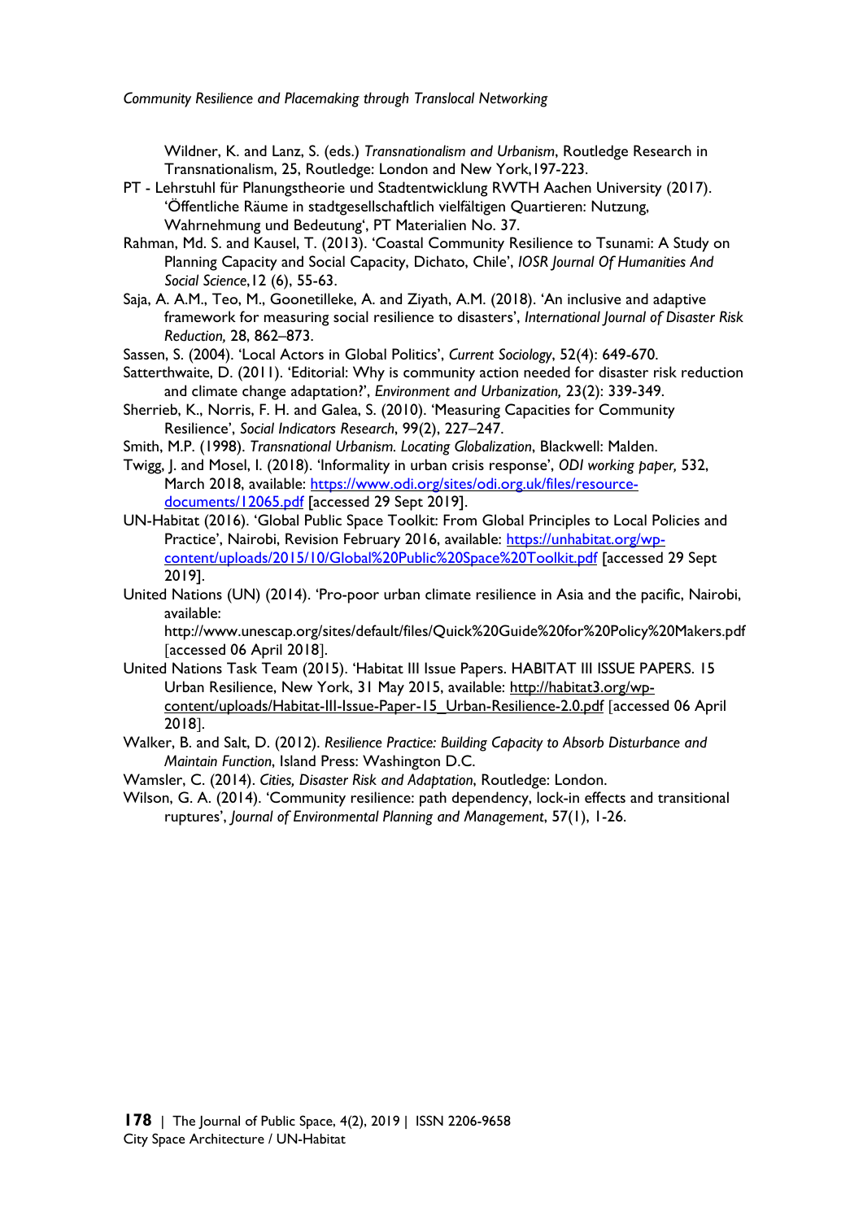Wildner, K. and Lanz, S. (eds.) *Transnationalism and Urbanism*, Routledge Research in Transnationalism, 25, Routledge: London and New York,197-223.

PT - Lehrstuhl für Planungstheorie und Stadtentwicklung RWTH Aachen University (2017). 'Öffentliche Räume in stadtgesellschaftlich vielfältigen Quartieren: Nutzung, Wahrnehmung und Bedeutung', PT Materialien No. 37.

Rahman, Md. S. and Kausel, T. (2013). 'Coastal Community Resilience to Tsunami: A Study on Planning Capacity and Social Capacity, Dichato, Chile', *IOSR Journal Of Humanities And Social Science*,12 (6), 55-63.

Saja, A. A.M., Teo, M., Goonetilleke, A. and Ziyath, A.M. (2018). 'An inclusive and adaptive framework for measuring social resilience to disasters', *International Journal of Disaster Risk Reduction,* 28, 862–873.

Sassen, S. (2004). 'Local Actors in Global Politics', *Current Sociology*, 52(4): 649-670.

Satterthwaite, D. (2011). 'Editorial: Why is community action needed for disaster risk reduction and climate change adaptation?', *Environment and Urbanization,* 23(2): 339-349.

Sherrieb, K., Norris, F. H. and Galea, S. (2010). 'Measuring Capacities for Community Resilience', *Social Indicators Research*, 99(2), 227–247.

Smith, M.P. (1998). *Transnational Urbanism. Locating Globalization*, Blackwell: Malden.

Twigg, J. and Mosel, I. (2018). 'Informality in urban crisis response', *ODI working paper,* 532, March 2018, available: https://www.odi.org/sites/odi.org.uk/files/resource-documents/12065.pdf [accessed 29 Sept 2019].

UN-Habitat (2016). 'Global Public Space Toolkit: From Global Principles to Local Policies and Practice', Nairobi, Revision February 2016, available: https://unhabitat.org/wp-content/uploads/2015/10/Global%20Public%20Space%20Toolkit.pdf [accessed 29 Sept 2019].

United Nations (UN) (2014). 'Pro-poor urban climate resilience in Asia and the pacific, Nairobi, available: http://www.unescap.org/sites/default/files/Quick%20Guide%20for%20Policy%20Makers.pdf [accessed 06 April 2018].

United Nations Task Team (2015). 'Habitat III Issue Papers. HABITAT III ISSUE PAPERS. 15 Urban Resilience, New York, 31 May 2015, available: http://habitat3.org/wp-content/uploads/Habitat-III-Issue-Paper-15_Urban-Resilience-2.0.pdf [accessed 06 April 2018].

Walker, B. and Salt, D. (2012). *Resilience Practice: Building Capacity to Absorb Disturbance and Maintain Function*, Island Press: Washington D.C.

Wamsler, C. (2014). *Cities, Disaster Risk and Adaptation*, Routledge: London.

Wilson, G. A. (2014). 'Community resilience: path dependency, lock-in effects and transitional ruptures', *Journal of Environmental Planning and Management*, 57(1), 1-26.